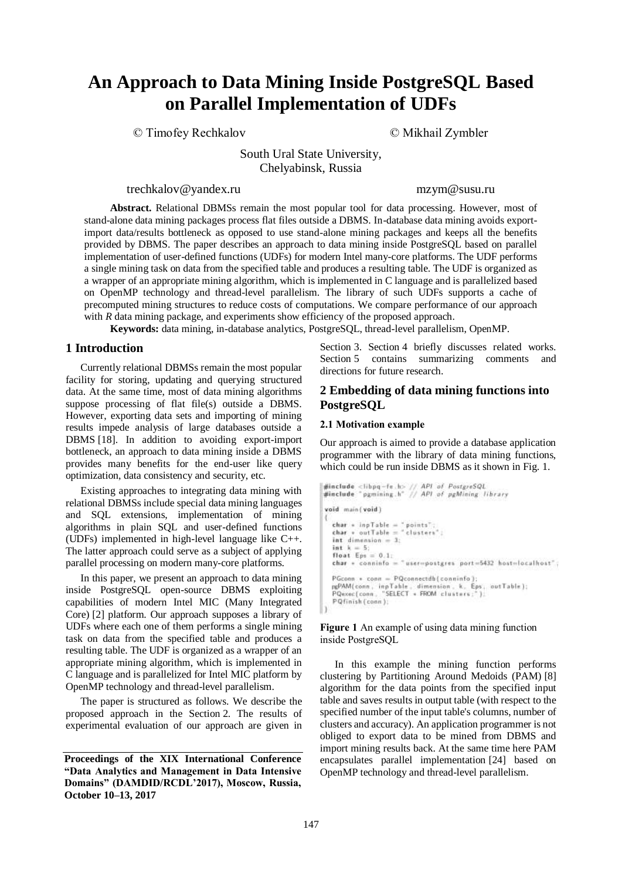# An Approach to Data Mining Inside PostgreSQL Based on Parallel Implementation of UDFs

© Timofey Rechkalov © Mikhail Zymbler

South Ural State University,
Chelyabinsk, Russia

trechkalov@yandex.ru mzym@susu.ru

**Abstract.** Relational DBMSs remain the most popular tool for data processing. However, most of stand-alone data mining packages process flat files outside a DBMS. In-database data mining avoids export-import data/results bottleneck as opposed to use stand-alone mining packages and keeps all the benefits provided by DBMS. The paper describes an approach to data mining inside PostgreSQL based on parallel implementation of user-defined functions (UDFs) for modern Intel many-core platforms. The UDF performs a single mining task on data from the specified table and produces a resulting table. The UDF is organized as a wrapper of an appropriate mining algorithm, which is implemented in C language and is parallelized based on OpenMP technology and thread-level parallelism. The library of such UDFs supports a cache of precomputed mining structures to reduce costs of computations. We compare performance of our approach with *R* data mining package, and experiments show efficiency of the proposed approach.

**Keywords:** data mining, in-database analytics, PostgreSQL, thread-level parallelism, OpenMP.

## 1 Introduction

Currently relational DBMSs remain the most popular facility for storing, updating and querying structured data. At the same time, most of data mining algorithms suppose processing of flat file(s) outside a DBMS. However, exporting data sets and importing of mining results impede analysis of large databases outside a DBMS [18]. In addition to avoiding export-import bottleneck, an approach to data mining inside a DBMS provides many benefits for the end-user like query optimization, data consistency and security, etc.

Existing approaches to integrating data mining with relational DBMSs include special data mining languages and SQL extensions, implementation of mining algorithms in plain SQL and user-defined functions (UDFs) implemented in high-level language like C++. The latter approach could serve as a subject of applying parallel processing on modern many-core platforms.

In this paper, we present an approach to data mining inside PostgreSQL open-source DBMS exploiting capabilities of modern Intel MIC (Many Integrated Core) [2] platform. Our approach supposes a library of UDFs where each one of them performs a single mining task on data from the specified table and produces a resulting table. The UDF is organized as a wrapper of an appropriate mining algorithm, which is implemented in C language and is parallelized for Intel MIC platform by OpenMP technology and thread-level parallelism.

The paper is structured as follows. We describe the proposed approach in the Section 2. The results of experimental evaluation of our approach are given in Section 3. Section 4 briefly discusses related works. Section 5 contains summarizing comments and directions for future research.

**Proceedings of the XIX International Conference "Data Analytics and Management in Data Intensive Domains" (DAMDID/RCDL'2017), Moscow, Russia, October 10–13, 2017**

## 2 Embedding of data mining functions into PostgreSQL

### 2.1 Motivation example

Our approach is aimed to provide a database application programmer with the library of data mining functions, which could be run inside DBMS as it shown in Fig. 1.

```
#include <libpq-fe.h> // API of PostgreSQL
#include "pgmining.h" // API of pgMining library

void main(void)
{
   char * inpTable = "points";
   char * outTable = "clusters";
   int dimension = 3;
   int k = 5;
   float Eps = 0.1;
   char * conninfo = "user=postgres port=5432 host=localhost";

   PGconn * conn = PQconnectdb(conninfo);
   pgPAM(conn, inpTable, dimension, k, Eps, outTable);
   PQexec(conn, "SELECT * FROM clusters;");
   PQfinish(conn);
}
```

**Figure 1** An example of using data mining function inside PostgreSQL

In this example the mining function performs clustering by Partitioning Around Medoids (PAM) [8] algorithm for the data points from the specified input table and saves results in output table (with respect to the specified number of the input table's columns, number of clusters and accuracy). An application programmer is not obliged to export data to be mined from DBMS and import mining results back. At the same time here PAM encapsulates parallel implementation [24] based on OpenMP technology and thread-level parallelism.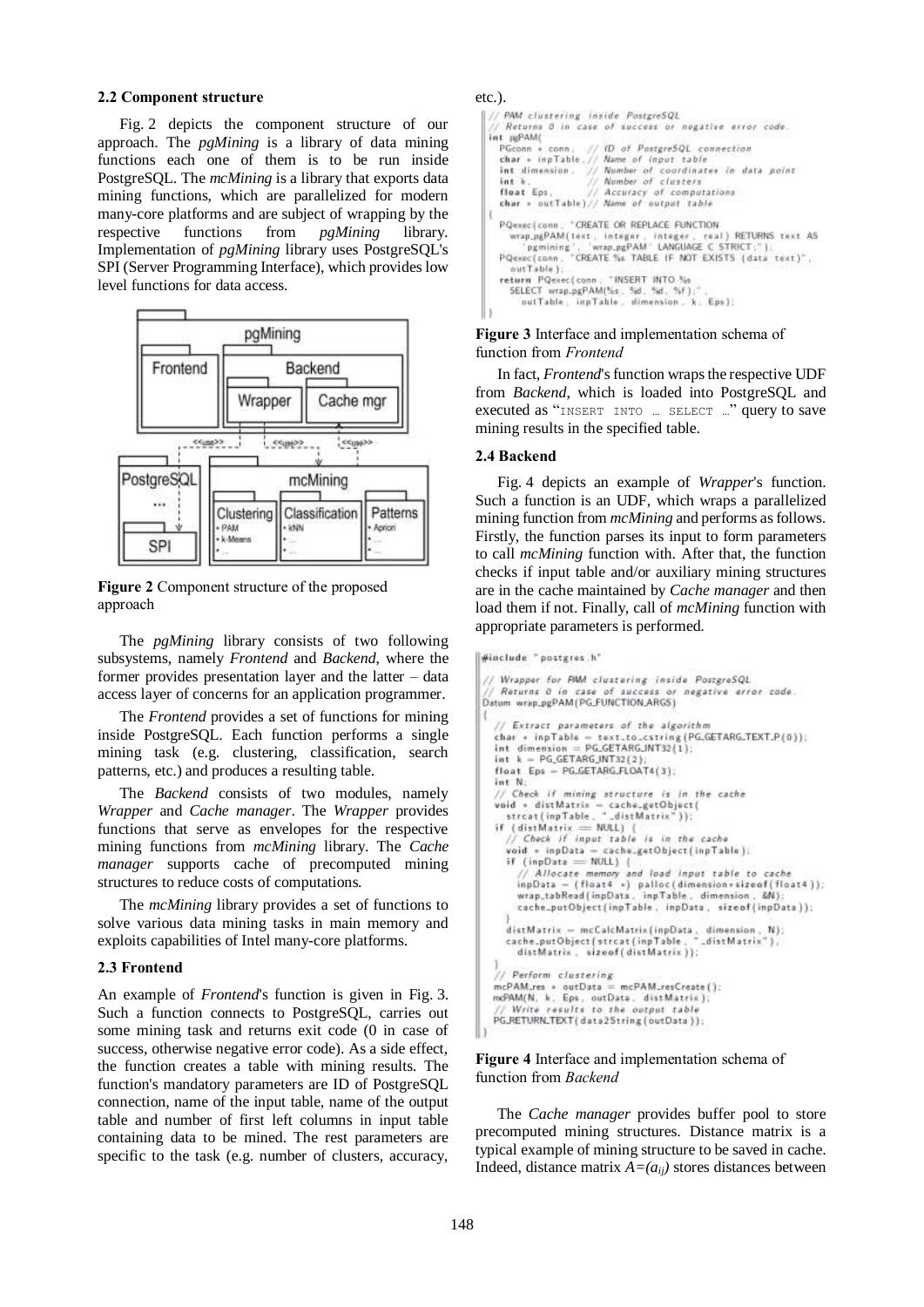### 2.2 Component structure

Fig. 2 depicts the component structure of our approach. The *pgMining* is a library of data mining functions each one of them is to be run inside PostgreSQL. The *mcMining* is a library that exports data mining functions, which are parallelized for modern many-core platforms and are subject of wrapping by the respective functions from *pgMining* library. Implementation of *pgMining* library uses PostgreSQL's SPI (Server Programming Interface), which provides low level functions for data access.

**Figure 2** Component structure of the proposed approach

The *pgMining* library consists of two following subsystems, namely *Frontend* and *Backend*, where the former provides presentation layer and the latter – data access layer of concerns for an application programmer.

The *Frontend* provides a set of functions for mining inside PostgreSQL. Each function performs a single mining task (e.g. clustering, classification, search patterns, etc.) and produces a resulting table.

The *Backend* consists of two modules, namely *Wrapper* and *Cache manager*. The *Wrapper* provides functions that serve as envelopes for the respective mining functions from *mcMining* library. The *Cache manager* supports cache of precomputed mining structures to reduce costs of computations.

The *mcMining* library provides a set of functions to solve various data mining tasks in main memory and exploits capabilities of Intel many-core platforms.

### 2.3 Frontend

An example of *Frontend*'s function is given in Fig. 3. Such a function connects to PostgreSQL, carries out some mining task and returns exit code (0 in case of success, otherwise negative error code). As a side effect, the function creates a table with mining results. The function's mandatory parameters are ID of PostgreSQL connection, name of the input table, name of the output table and number of first left columns in input table containing data to be mined. The rest parameters are specific to the task (e.g. number of clusters, accuracy, etc.).

```
// PAM clustering inside PostgreSQL
// Returns 0 in case of success or negative error code.
int pgPAM(
  PGconn * conn,    // ID of PostgreSQL connection
  char * inpTable,  // Name of input table
  int dimension,    // Number of coordinates in data point
  int k,            // Number of clusters
  float Eps,        // Accuracy of computations
  char * outTable)  // Name of output table
{
  PQexec(conn, "CREATE OR REPLACE FUNCTION
    wrap_pgPAM(text, integer, integer, real) RETURNS text AS
    'pgmining', 'wrap_pgPAM' LANGUAGE C STRICT;");
  PQexec(conn, "CREATE %s TABLE IF NOT EXISTS (data text)",
    outTable);
  return PQexec(conn, "INSERT INTO %s
    SELECT wrap_pgPAM(%s, %d, %d, %f);",
      outTable, inpTable, dimension, k, Eps);
}
```

**Figure 3** Interface and implementation schema of function from *Frontend*

In fact, *Frontend*'s function wraps the respective UDF from *Backend*, which is loaded into PostgreSQL and executed as "INSERT INTO … SELECT …" query to save mining results in the specified table.

### 2.4 Backend

Fig. 4 depicts an example of *Wrapper*'s function. Such a function is an UDF, which wraps a parallelized mining function from *mcMining* and performs as follows. Firstly, the function parses its input to form parameters to call *mcMining* function with. After that, the function checks if input table and/or auxiliary mining structures are in the cache maintained by *Cache manager* and then load them if not. Finally, call of *mcMining* function with appropriate parameters is performed.

```
#include "postgres.h"

// Wrapper for PAM clustering inside PostgreSQL
// Returns 0 in case of success or negative error code.
Datum wrap_pgPAM(PG_FUNCTION_ARGS)
{
  // Extract parameters of the algorithm
  char * inpTable = text_to_cstring(PG_GETARG_TEXT_P(0));
  int dimension = PG_GETARG_INT32(1);
  int k = PG_GETARG_INT32(2);
  float Eps = PG_GETARG_FLOAT4(3);
  int N;
  // Check if mining structure is in the cache
  void * distMatrix = cache_getObject(
    strcat(inpTable, "_distMatrix"));
  if (distMatrix == NULL) {
    // Check if input table is in the cache
    void * inpData = cache_getObject(inpTable);
    if (inpData == NULL) {
      // Allocate memory and load input table to cache
      inpData = (float4 *) palloc(dimension*sizeof(float4));
      wrap_tabRead(inpData, inpTable, dimension, &N);
      cache_putObject(inpTable, inpData, sizeof(inpData));
    }
    distMatrix = mcCalcMatrix(inpData, dimension, N);
    cache_putObject(strcat(inpTable, "_distMatrix"),
      distMatrix, sizeof(distMatrix));
  }
  // Perform clustering
  mcPAM_res * outData = mcPAM_resCreate();
  mcPAM(N, k, Eps, outData, distMatrix);
  // Write results to the output table
  PG_RETURN_TEXT(data2String(outData));
}
```

**Figure 4** Interface and implementation schema of function from *Backend*

The *Cache manager* provides buffer pool to store precomputed mining structures. Distance matrix is a typical example of mining structure to be saved in cache. Indeed, distance matrix $A=(a_{ij})$ stores distances between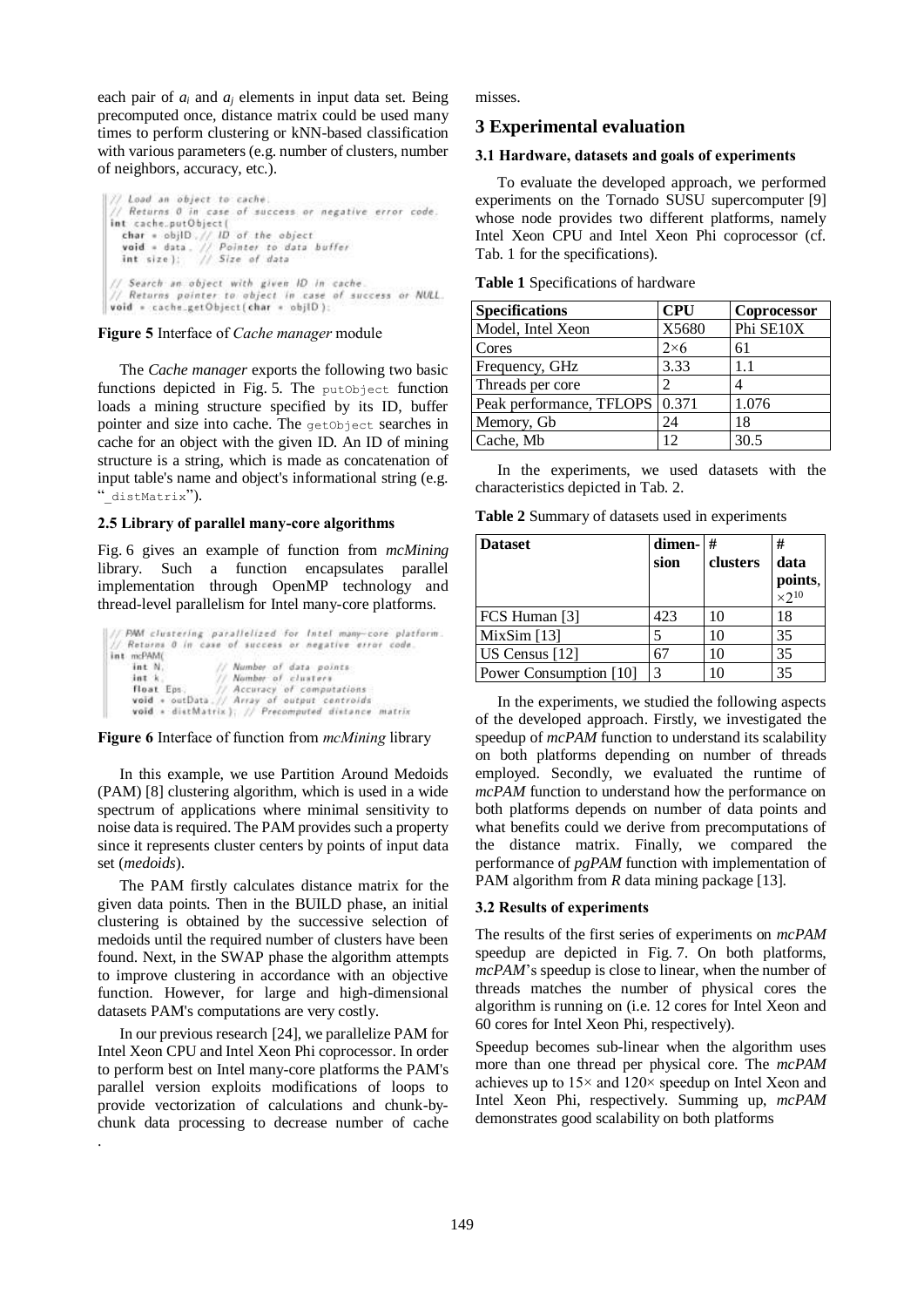each pair of $a_i$ and $a_j$ elements in input data set. Being precomputed once, distance matrix could be used many times to perform clustering or kNN-based classification with various parameters (e.g. number of clusters, number of neighbors, accuracy, etc.).

```
// Load an object to cache.
// Returns 0 in case of success or negative error code.
int cache_putObject(
  char * objID, // ID of the object
  void * data,  // Pointer to data buffer
  int size);    // Size of data

// Search an object with given ID in cache.
// Returns pointer to object in case of success or NULL.
void * cache_getObject(char * objID);
```

**Figure 5** Interface of *Cache manager* module

The *Cache manager* exports the following two basic functions depicted in Fig. 5. The `putObject` function loads a mining structure specified by its ID, buffer pointer and size into cache. The `getObject` searches in cache for an object with the given ID. An ID of mining structure is a string, which is made as concatenation of input table's name and object's informational string (e.g. "`_distMatrix`").

### 2.5 Library of parallel many-core algorithms

Fig. 6 gives an example of function from *mcMining* library. Such a function encapsulates parallel implementation through OpenMP technology and thread-level parallelism for Intel many-core platforms.

```
// PAM clustering parallelized for Intel many-core platform.
// Returns 0 in case of success or negative error code.
int mcPAM(
    int N,          // Number of data points
    int k,          // Number of clusters
    float Eps,      // Accuracy of computations
    void * outData, // Array of output centroids
    void * distMatrix); // Precomputed distance matrix
```

**Figure 6** Interface of function from *mcMining* library

In this example, we use Partition Around Medoids (PAM) [8] clustering algorithm, which is used in a wide spectrum of applications where minimal sensitivity to noise data is required. The PAM provides such a property since it represents cluster centers by points of input data set (*medoids*).

The PAM firstly calculates distance matrix for the given data points. Then in the BUILD phase, an initial clustering is obtained by the successive selection of medoids until the required number of clusters have been found. Next, in the SWAP phase the algorithm attempts to improve clustering in accordance with an objective function. However, for large and high-dimensional datasets PAM's computations are very costly.

In our previous research [24], we parallelize PAM for Intel Xeon CPU and Intel Xeon Phi coprocessor. In order to perform best on Intel many-core platforms the PAM's parallel version exploits modifications of loops to provide vectorization of calculations and chunk-by-chunk data processing to decrease number of cache misses.

## 3 Experimental evaluation

### 3.1 Hardware, datasets and goals of experiments

To evaluate the developed approach, we performed experiments on the Tornado SUSU supercomputer [9] whose node provides two different platforms, namely Intel Xeon CPU and Intel Xeon Phi coprocessor (cf. Tab. 1 for the specifications).

**Table 1** Specifications of hardware

| Specifications | CPU | Coprocessor |
|---|---|---|
| Model, Intel Xeon | X5680 | Phi SE10X |
| Cores | 2×6 | 61 |
| Frequency, GHz | 3.33 | 1.1 |
| Threads per core | 2 | 4 |
| Peak performance, TFLOPS | 0.371 | 1.076 |
| Memory, Gb | 24 | 18 |
| Cache, Mb | 12 | 30.5 |

In the experiments, we used datasets with the characteristics depicted in Tab. 2.

**Table 2** Summary of datasets used in experiments

| Dataset | dimension | # clusters | # data points, $\times 2^{10}$ |
|---|---|---|---|
| FCS Human [3] | 423 | 10 | 18 |
| MixSim [13] | 5 | 10 | 35 |
| US Census [12] | 67 | 10 | 35 |
| Power Consumption [10] | 3 | 10 | 35 |

In the experiments, we studied the following aspects of the developed approach. Firstly, we investigated the speedup of *mcPAM* function to understand its scalability on both platforms depending on number of threads employed. Secondly, we evaluated the runtime of *mcPAM* function to understand how the performance on both platforms depends on number of data points and what benefits could we derive from precomputations of the distance matrix. Finally, we compared the performance of *pgPAM* function with implementation of PAM algorithm from *R* data mining package [13].

### 3.2 Results of experiments

The results of the first series of experiments on *mcPAM* speedup are depicted in Fig. 7. On both platforms, *mcPAM*'s speedup is close to linear, when the number of threads matches the number of physical cores the algorithm is running on (i.e. 12 cores for Intel Xeon and 60 cores for Intel Xeon Phi, respectively).

Speedup becomes sub-linear when the algorithm uses more than one thread per physical core. The *mcPAM* achieves up to 15× and 120× speedup on Intel Xeon and Intel Xeon Phi, respectively. Summing up, *mcPAM* demonstrates good scalability on both platforms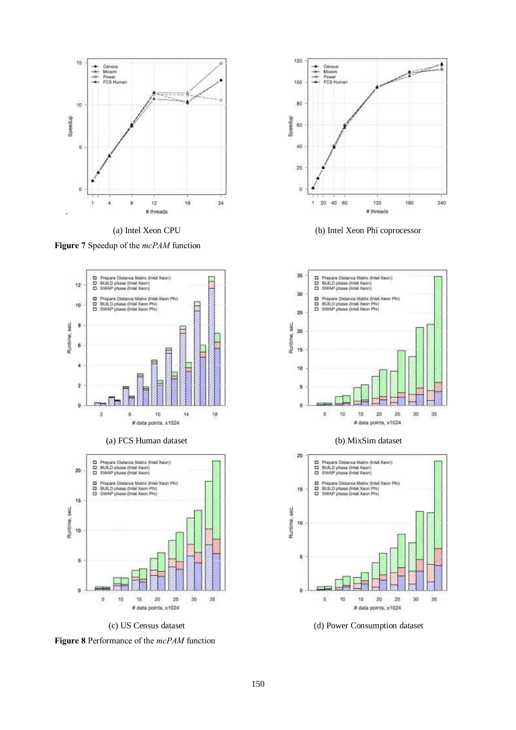(a) Intel Xeon CPU

(b) Intel Xeon Phi coprocessor

**Figure 7** Speedup of the *mcPAM* function

(a) FCS Human dataset

(b) MixSim dataset

(c) US Census dataset

(d) Power Consumption dataset

**Figure 8** Performance of the *mcPAM* function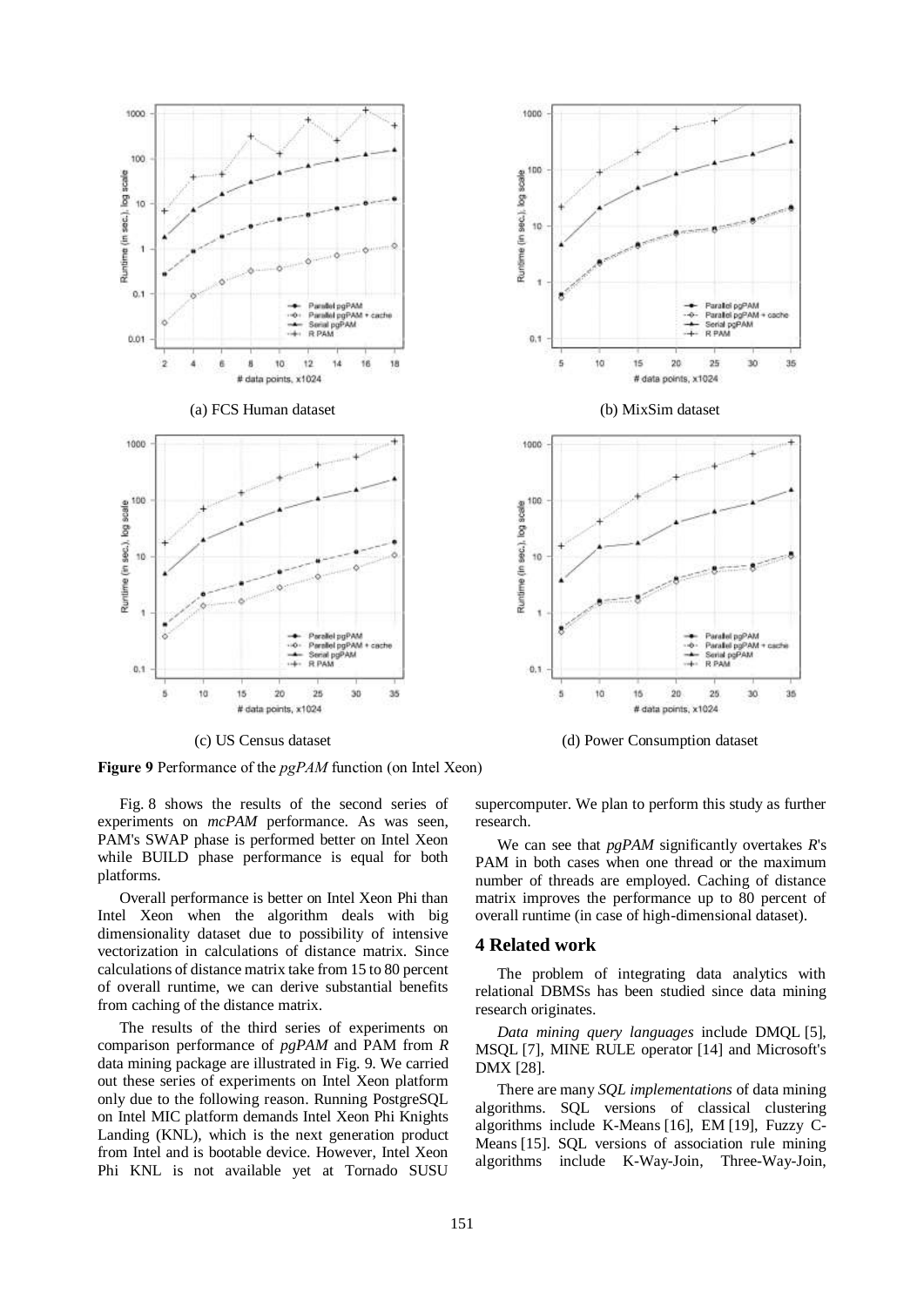(a) FCS Human dataset

(b) MixSim dataset

(c) US Census dataset

(d) Power Consumption dataset

**Figure 9** Performance of the *pgPAM* function (on Intel Xeon)

Fig. 8 shows the results of the second series of experiments on *mcPAM* performance. As was seen, PAM's SWAP phase is performed better on Intel Xeon while BUILD phase performance is equal for both platforms.

Overall performance is better on Intel Xeon Phi than Intel Xeon when the algorithm deals with big dimensionality dataset due to possibility of intensive vectorization in calculations of distance matrix. Since calculations of distance matrix take from 15 to 80 percent of overall runtime, we can derive substantial benefits from caching of the distance matrix.

The results of the third series of experiments on comparison performance of *pgPAM* and PAM from *R* data mining package are illustrated in Fig. 9. We carried out these series of experiments on Intel Xeon platform only due to the following reason. Running PostgreSQL on Intel MIC platform demands Intel Xeon Phi Knights Landing (KNL), which is the next generation product from Intel and is bootable device. However, Intel Xeon Phi KNL is not available yet at Tornado SUSU supercomputer. We plan to perform this study as further research.

We can see that *pgPAM* significantly overtakes *R*'s PAM in both cases when one thread or the maximum number of threads are employed. Caching of distance matrix improves the performance up to 80 percent of overall runtime (in case of high-dimensional dataset).

## 4 Related work

The problem of integrating data analytics with relational DBMSs has been studied since data mining research originates.

*Data mining query languages* include DMQL [5], MSQL [7], MINE RULE operator [14] and Microsoft's DMX [28].

There are many *SQL implementations* of data mining algorithms. SQL versions of classical clustering algorithms include K-Means [16], EM [19], Fuzzy C-Means [15]. SQL versions of association rule mining algorithms include K-Way-Join, Three-Way-Join,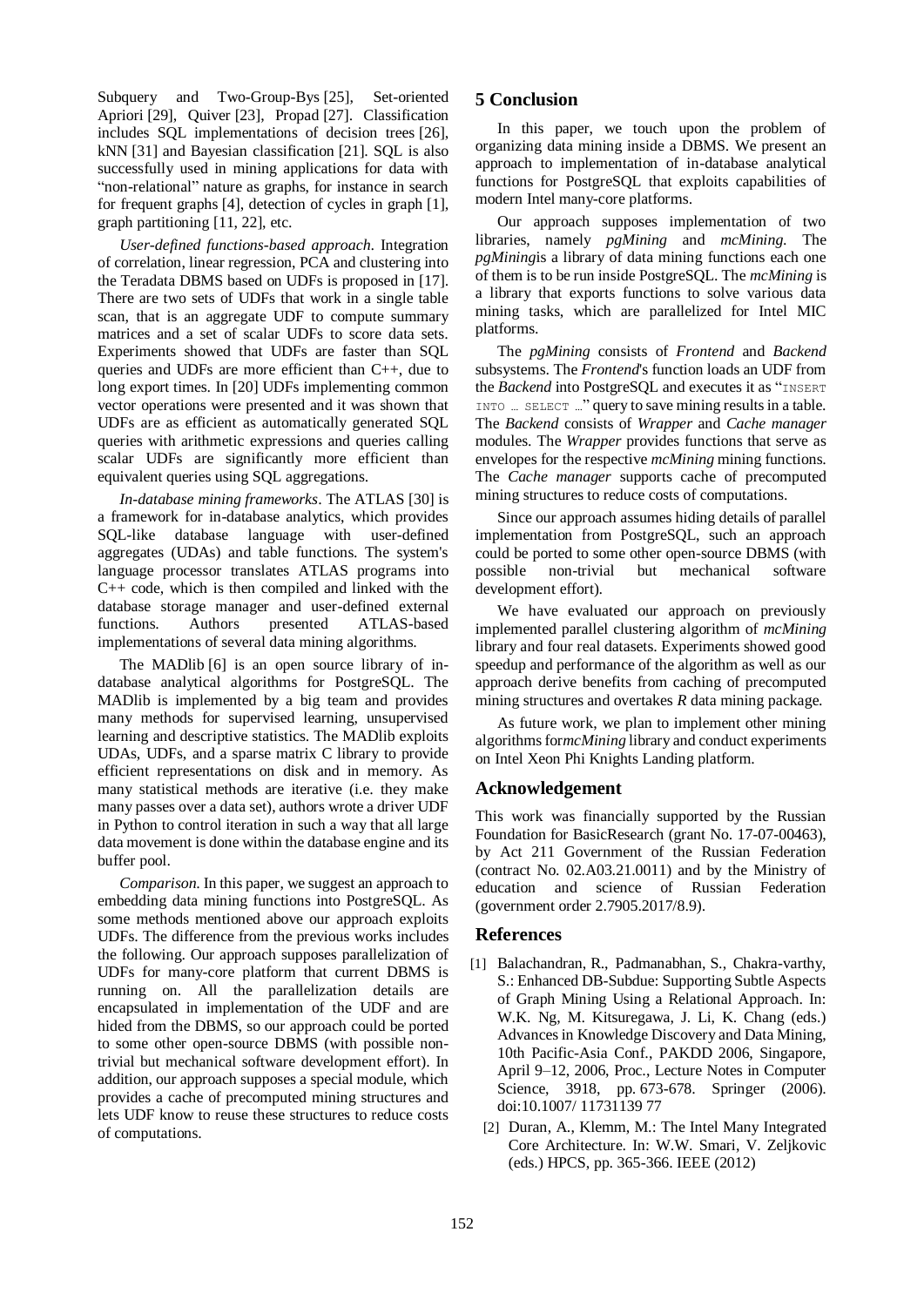Subquery and Two-Group-Bys [25], Set-oriented Apriori [29], Quiver [23], Propad [27]. Classification includes SQL implementations of decision trees [26], kNN [31] and Bayesian classification [21]. SQL is also successfully used in mining applications for data with "non-relational" nature as graphs, for instance in search for frequent graphs [4], detection of cycles in graph [1], graph partitioning [11, 22], etc.

*User-defined functions-based approach*. Integration of correlation, linear regression, PCA and clustering into the Teradata DBMS based on UDFs is proposed in [17]. There are two sets of UDFs that work in a single table scan, that is an aggregate UDF to compute summary matrices and a set of scalar UDFs to score data sets. Experiments showed that UDFs are faster than SQL queries and UDFs are more efficient than C++, due to long export times. In [20] UDFs implementing common vector operations were presented and it was shown that UDFs are as efficient as automatically generated SQL queries with arithmetic expressions and queries calling scalar UDFs are significantly more efficient than equivalent queries using SQL aggregations.

*In-database mining frameworks*. The ATLAS [30] is a framework for in-database analytics, which provides SQL-like database language with user-defined aggregates (UDAs) and table functions. The system's language processor translates ATLAS programs into C++ code, which is then compiled and linked with the database storage manager and user-defined external functions. Authors presented ATLAS-based implementations of several data mining algorithms.

The MADlib [6] is an open source library of in-database analytical algorithms for PostgreSQL. The MADlib is implemented by a big team and provides many methods for supervised learning, unsupervised learning and descriptive statistics. The MADlib exploits UDAs, UDFs, and a sparse matrix C library to provide efficient representations on disk and in memory. As many statistical methods are iterative (i.e. they make many passes over a data set), authors wrote a driver UDF in Python to control iteration in such a way that all large data movement is done within the database engine and its buffer pool.

*Comparison*. In this paper, we suggest an approach to embedding data mining functions into PostgreSQL. As some methods mentioned above our approach exploits UDFs. The difference from the previous works includes the following. Our approach supposes parallelization of UDFs for many-core platform that current DBMS is running on. All the parallelization details are encapsulated in implementation of the UDF and are hided from the DBMS, so our approach could be ported to some other open-source DBMS (with possible non-trivial but mechanical software development effort). In addition, our approach supposes a special module, which provides a cache of precomputed mining structures and lets UDF know to reuse these structures to reduce costs of computations.

## 5 Conclusion

In this paper, we touch upon the problem of organizing data mining inside a DBMS. We present an approach to implementation of in-database analytical functions for PostgreSQL that exploits capabilities of modern Intel many-core platforms.

Our approach supposes implementation of two libraries, namely *pgMining* and *mcMining*. The *pgMining*is a library of data mining functions each one of them is to be run inside PostgreSQL. The *mcMining* is a library that exports functions to solve various data mining tasks, which are parallelized for Intel MIC platforms.

The *pgMining* consists of *Frontend* and *Backend* subsystems. The *Frontend*'s function loads an UDF from the *Backend* into PostgreSQL and executes it as "`INSERT INTO … SELECT …`" query to save mining results in a table. The *Backend* consists of *Wrapper* and *Cache manager* modules. The *Wrapper* provides functions that serve as envelopes for the respective *mcMining* mining functions. The *Cache manager* supports cache of precomputed mining structures to reduce costs of computations.

Since our approach assumes hiding details of parallel implementation from PostgreSQL, such an approach could be ported to some other open-source DBMS (with possible non-trivial but mechanical software development effort).

We have evaluated our approach on previously implemented parallel clustering algorithm of *mcMining* library and four real datasets. Experiments showed good speedup and performance of the algorithm as well as our approach derive benefits from caching of precomputed mining structures and overtakes *R* data mining package.

As future work, we plan to implement other mining algorithms for*mcMining* library and conduct experiments on Intel Xeon Phi Knights Landing platform.

## Acknowledgement

This work was financially supported by the Russian Foundation for BasicResearch (grant No. 17-07-00463), by Act 211 Government of the Russian Federation (contract No. 02.A03.21.0011) and by the Ministry of education and science of Russian Federation (government order 2.7905.2017/8.9).

## References

[1] Balachandran, R., Padmanabhan, S., Chakra-varthy, S.: Enhanced DB-Subdue: Supporting Subtle Aspects of Graph Mining Using a Relational Approach. In: W.K. Ng, M. Kitsuregawa, J. Li, K. Chang (eds.) Advances in Knowledge Discovery and Data Mining, 10th Pacific-Asia Conf., PAKDD 2006, Singapore, April 9–12, 2006, Proc., Lecture Notes in Computer Science, 3918, pp. 673-678. Springer (2006). doi:10.1007/ 11731139 77

[2] Duran, A., Klemm, M.: The Intel Many Integrated Core Architecture. In: W.W. Smari, V. Zeljkovic (eds.) HPCS, pp. 365-366. IEEE (2012)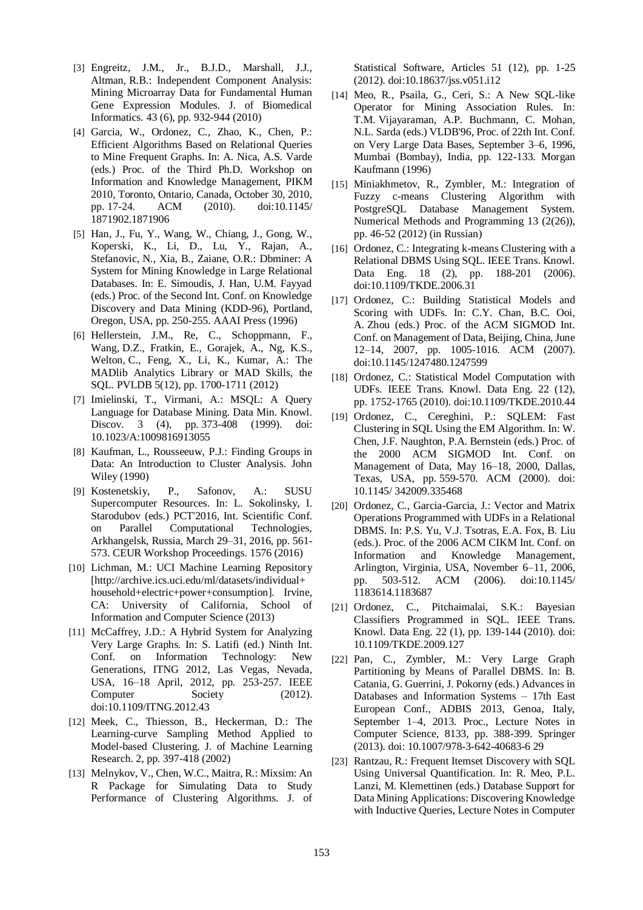[3] Engreitz, J.M., Jr., B.J.D., Marshall, J.J., Altman, R.B.: Independent Component Analysis: Mining Microarray Data for Fundamental Human Gene Expression Modules. J. of Biomedical Informatics. 43 (6), pp. 932-944 (2010)

[4] Garcia, W., Ordonez, C., Zhao, K., Chen, P.: Efficient Algorithms Based on Relational Queries to Mine Frequent Graphs. In: A. Nica, A.S. Varde (eds.) Proc. of the Third Ph.D. Workshop on Information and Knowledge Management, PIKM 2010, Toronto, Ontario, Canada, October 30, 2010, pp. 17-24. ACM (2010). doi:10.1145/ 1871902.1871906

[5] Han, J., Fu, Y., Wang, W., Chiang, J., Gong, W., Koperski, K., Li, D., Lu, Y., Rajan, A., Stefanovic, N., Xia, B., Zaiane, O.R.: Dbminer: A System for Mining Knowledge in Large Relational Databases. In: E. Simoudis, J. Han, U.M. Fayyad (eds.) Proc. of the Second Int. Conf. on Knowledge Discovery and Data Mining (KDD-96), Portland, Oregon, USA, pp. 250-255. AAAI Press (1996)

[6] Hellerstein, J.M., Re, C., Schoppmann, F., Wang, D.Z., Fratkin, E., Gorajek, A., Ng, K.S., Welton, C., Feng, X., Li, K., Kumar, A.: The MADlib Analytics Library or MAD Skills, the SQL. PVLDB 5(12), pp. 1700-1711 (2012)

[7] Imielinski, T., Virmani, A.: MSQL: A Query Language for Database Mining. Data Min. Knowl. Discov. 3 (4), pp. 373-408 (1999). doi: 10.1023/A:1009816913055

[8] Kaufman, L., Rousseeuw, P.J.: Finding Groups in Data: An Introduction to Cluster Analysis. John Wiley (1990)

[9] Kostenetskiy, P., Safonov, A.: SUSU Supercomputer Resources. In: L. Sokolinsky, I. Starodubov (eds.) PCT'2016, Int. Scientific Conf. on Parallel Computational Technologies, Arkhangelsk, Russia, March 29–31, 2016, pp. 561-573. CEUR Workshop Proceedings. 1576 (2016)

[10] Lichman, M.: UCI Machine Learning Repository [http://archive.ics.uci.edu/ml/datasets/individual+ household+electric+power+consumption]. Irvine, CA: University of California, School of Information and Computer Science (2013)

[11] McCaffrey, J.D.: A Hybrid System for Analyzing Very Large Graphs. In: S. Latifi (ed.) Ninth Int. Conf. on Information Technology: New Generations, ITNG 2012, Las Vegas, Nevada, USA, 16–18 April, 2012, pp. 253-257. IEEE Computer Society (2012). doi:10.1109/ITNG.2012.43

[12] Meek, C., Thiesson, B., Heckerman, D.: The Learning-curve Sampling Method Applied to Model-based Clustering. J. of Machine Learning Research. 2, pp. 397-418 (2002)

[13] Melnykov, V., Chen, W.C., Maitra, R.: Mixsim: An R Package for Simulating Data to Study Performance of Clustering Algorithms. J. of Statistical Software, Articles 51 (12), pp. 1-25 (2012). doi:10.18637/jss.v051.i12

[14] Meo, R., Psaila, G., Ceri, S.: A New SQL-like Operator for Mining Association Rules. In: T.M. Vijayaraman, A.P. Buchmann, C. Mohan, N.L. Sarda (eds.) VLDB'96, Proc. of 22th Int. Conf. on Very Large Data Bases, September 3–6, 1996, Mumbai (Bombay), India, pp. 122-133. Morgan Kaufmann (1996)

[15] Miniakhmetov, R., Zymbler, M.: Integration of Fuzzy c-means Clustering Algorithm with PostgreSQL Database Management System. Numerical Methods and Programming 13 (2(26)), pp. 46-52 (2012) (in Russian)

[16] Ordonez, C.: Integrating k-means Clustering with a Relational DBMS Using SQL. IEEE Trans. Knowl. Data Eng. 18 (2), pp. 188-201 (2006). doi:10.1109/TKDE.2006.31

[17] Ordonez, C.: Building Statistical Models and Scoring with UDFs. In: C.Y. Chan, B.C. Ooi, A. Zhou (eds.) Proc. of the ACM SIGMOD Int. Conf. on Management of Data, Beijing, China, June 12–14, 2007, pp. 1005-1016. ACM (2007). doi:10.1145/1247480.1247599

[18] Ordonez, C.: Statistical Model Computation with UDFs. IEEE Trans. Knowl. Data Eng. 22 (12), pp. 1752-1765 (2010). doi:10.1109/TKDE.2010.44

[19] Ordonez, C., Cereghini, P.: SQLEM: Fast Clustering in SQL Using the EM Algorithm. In: W. Chen, J.F. Naughton, P.A. Bernstein (eds.) Proc. of the 2000 ACM SIGMOD Int. Conf. on Management of Data, May 16–18, 2000, Dallas, Texas, USA, pp. 559-570. ACM (2000). doi: 10.1145/ 342009.335468

[20] Ordonez, C., Garcia-Garcia, J.: Vector and Matrix Operations Programmed with UDFs in a Relational DBMS. In: P.S. Yu, V.J. Tsotras, E.A. Fox, B. Liu (eds.). Proc. of the 2006 ACM CIKM Int. Conf. on Information and Knowledge Management, Arlington, Virginia, USA, November 6–11, 2006, pp. 503-512. ACM (2006). doi:10.1145/ 1183614.1183687

[21] Ordonez, C., Pitchaimalai, S.K.: Bayesian Classifiers Programmed in SQL. IEEE Trans. Knowl. Data Eng. 22 (1), pp. 139-144 (2010). doi: 10.1109/TKDE.2009.127

[22] Pan, C., Zymbler, M.: Very Large Graph Partitioning by Means of Parallel DBMS. In: B. Catania, G. Guerrini, J. Pokorny (eds.) Advances in Databases and Information Systems – 17th East European Conf., ADBIS 2013, Genoa, Italy, September 1–4, 2013. Proc., Lecture Notes in Computer Science, 8133, pp. 388-399. Springer (2013). doi: 10.1007/978-3-642-40683-6 29

[23] Rantzau, R.: Frequent Itemset Discovery with SQL Using Universal Quantification. In: R. Meo, P.L. Lanzi, M. Klemettinen (eds.) Database Support for Data Mining Applications: Discovering Knowledge with Inductive Queries, Lecture Notes in Computer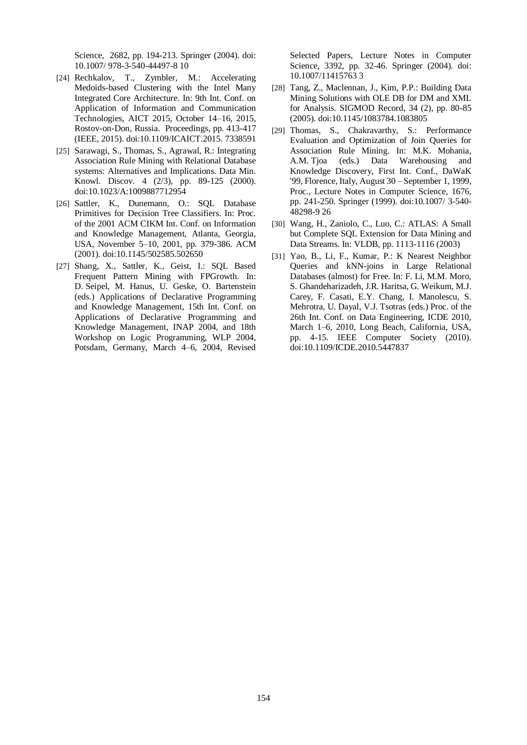Science, 2682, pp. 194-213. Springer (2004). doi: 10.1007/ 978-3-540-44497-8 10

[24] Rechkalov, T., Zymbler, M.: Accelerating Medoids-based Clustering with the Intel Many Integrated Core Architecture. In: 9th Int. Conf. on Application of Information and Communication Technologies, AICT 2015, October 14–16, 2015, Rostov-on-Don, Russia. Proceedings, pp. 413-417 (IEEE, 2015). doi:10.1109/ICAICT.2015. 7338591

[25] Sarawagi, S., Thomas, S., Agrawal, R.: Integrating Association Rule Mining with Relational Database systems: Alternatives and Implications. Data Min. Knowl. Discov. 4 (2/3), pp. 89-125 (2000). doi:10.1023/A:1009887712954

[26] Sattler, K., Dunemann, O.: SQL Database Primitives for Decision Tree Classifiers. In: Proc. of the 2001 ACM CIKM Int. Conf. on Information and Knowledge Management, Atlanta, Georgia, USA, November 5–10, 2001, pp. 379-386. ACM (2001). doi:10.1145/502585.502650

[27] Shang, X., Sattler, K., Geist, I.: SQL Based Frequent Pattern Mining with FPGrowth. In: D. Seipel, M. Hanus, U. Geske, O. Bartenstein (eds.) Applications of Declarative Programming and Knowledge Management, 15th Int. Conf. on Applications of Declarative Programming and Knowledge Management, INAP 2004, and 18th Workshop on Logic Programming, WLP 2004, Potsdam, Germany, March 4–6, 2004, Revised Selected Papers, Lecture Notes in Computer Science, 3392, pp. 32-46. Springer (2004). doi: 10.1007/11415763 3

[28] Tang, Z., Maclennan, J., Kim, P.P.: Building Data Mining Solutions with OLE DB for DM and XML for Analysis. SIGMOD Record, 34 (2), pp. 80-85 (2005). doi:10.1145/1083784.1083805

[29] Thomas, S., Chakravarthy, S.: Performance Evaluation and Optimization of Join Queries for Association Rule Mining. In: M.K. Mohania, A.M. Tjoa (eds.) Data Warehousing and Knowledge Discovery, First Int. Conf., DaWaK '99, Florence, Italy, August 30 – September 1, 1999, Proc., Lecture Notes in Computer Science, 1676, pp. 241-250. Springer (1999). doi:10.1007/ 3-540-48298-9 26

[30] Wang, H., Zaniolo, C., Luo, C.: ATLAS: A Small but Complete SQL Extension for Data Mining and Data Streams. In: VLDB, pp. 1113-1116 (2003)

[31] Yao, B., Li, F., Kumar, P.: K Nearest Neighbor Queries and kNN-joins in Large Relational Databases (almost) for Free. In: F. Li, M.M. Moro, S. Ghandeharizadeh, J.R. Haritsa, G. Weikum, M.J. Carey, F. Casati, E.Y. Chang, I. Manolescu, S. Mehrotra, U. Dayal, V.J. Tsotras (eds.) Proc. of the 26th Int. Conf. on Data Engineering, ICDE 2010, March 1–6, 2010, Long Beach, California, USA, pp. 4-15. IEEE Computer Society (2010). doi:10.1109/ICDE.2010.5447837